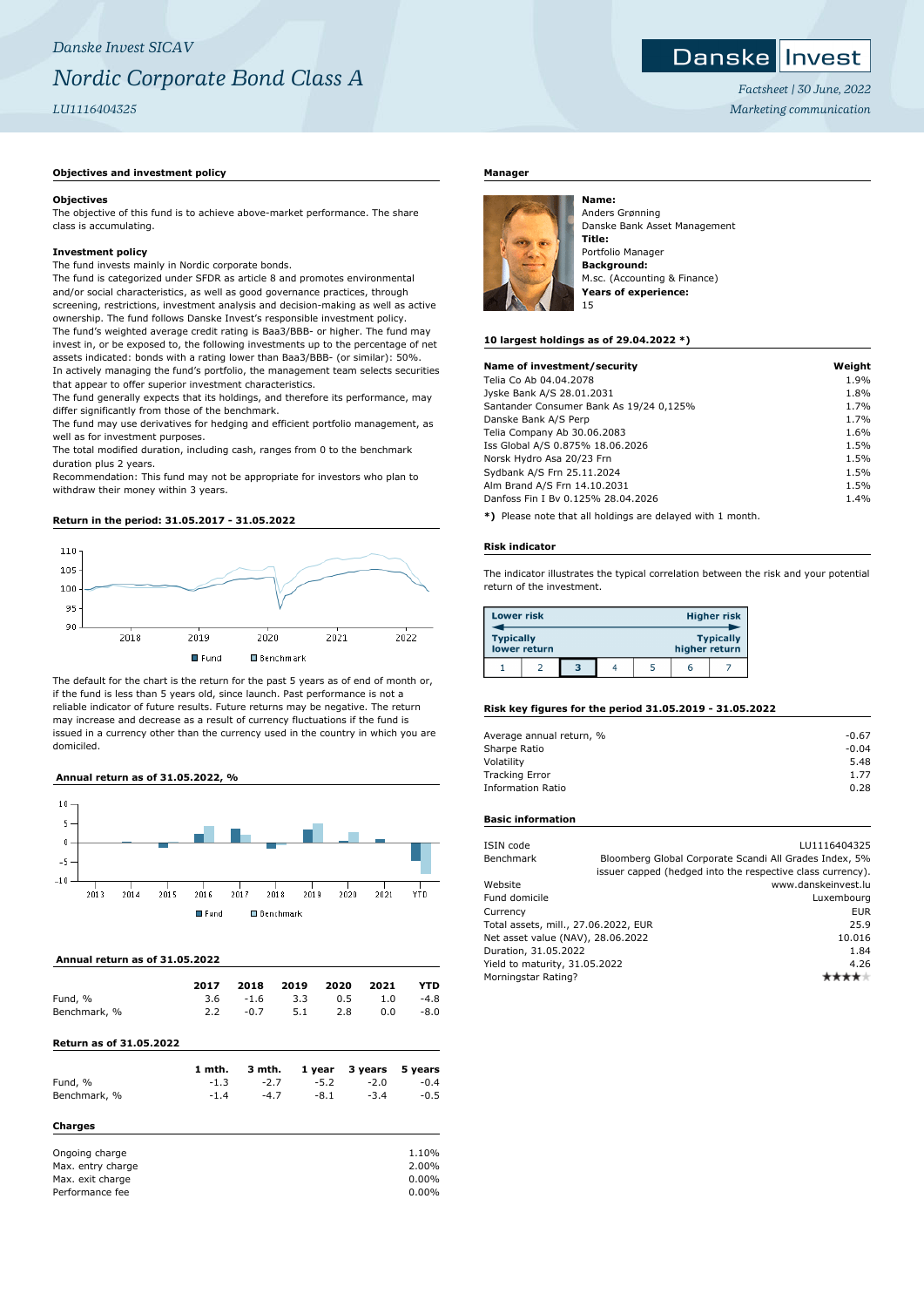*Danske Invest SICAV*

# *Nordic Corporate Bond Class A*

*LU1116404325*

Danske Invest

*Factsheet | 30 June, 2022*

*Marketing communication*

## Objectives and investment policy

### Objectives

The objective of this fund is to achieve above-market performance. The share class is accumulating.

### Investment policy

The fund invests mainly in Nordic corporate bonds.

The fund is categorized under SFDR as article 8 and promotes environmental and/or social characteristics, as well as good governance practices, through screening, restrictions, investment analysis and decision-making as well as active ownership. The fund follows Danske Invest's responsible investment policy.

The fund's weighted average credit rating is Baa3/BBB- or higher. The fund may invest in, or be exposed to, the following investments up to the percentage of net assets indicated: bonds with a rating lower than Baa3/BBB- (or similar): 50%.

In actively managing the fund's portfolio, the management team selects securities that appear to offer superior investment characteristics.

The fund generally expects that its holdings, and therefore its performance, may differ significantly from those of the benchmark.

The fund may use derivatives for hedging and efficient portfolio management, as well as for investment purposes.

The total modified duration, including cash, ranges from 0 to the benchmark duration plus 2 years.

Recommendation: This fund may not be appropriate for investors who plan to withdraw their money within 3 years.

## Return in the period: 31.05.2017 - 31.05.2022

■ Fund ■ Benchmark

The default for the chart is the return for the past 5 years as of end of month or, if the fund is less than 5 years old, since launch. Past performance is not a reliable indicator of future results. Future returns may be negative. The return may increase and decrease as a result of currency fluctuations if the fund is issued in a currency other than the currency used in the country in which you are domiciled.

## Annual return as of 31.05.2022, %

■ Fund ■ Benchmark

## Annual return as of 31.05.2022

| | 2017 | 2018 | 2019 | 2020 | 2021 | YTD |
|---|---|---|---|---|---|---|
| Fund, % | 3.6 | -1.6 | 3.3 | 0.5 | 1.0 | -4.8 |
| Benchmark, % | 2.2 | -0.7 | 5.1 | 2.8 | 0.0 | -8.0 |

## Return as of 31.05.2022

| | 1 mth. | 3 mth. | 1 year | 3 years | 5 years |
|---|---|---|---|---|---|
| Fund, % | -1.3 | -2.7 | -5.2 | -2.0 | -0.4 |
| Benchmark, % | -1.4 | -4.7 | -8.1 | -3.4 | -0.5 |

## Charges

| | |
|---|---|
| Ongoing charge | 1.10% |
| Max. entry charge | 2.00% |
| Max. exit charge | 0.00% |
| Performance fee | 0.00% |

## Manager

**Name:**
Anders Grønning
Danske Bank Asset Management
**Title:**
Portfolio Manager
**Background:**
M.sc. (Accounting & Finance)
**Years of experience:**
15

## 10 largest holdings as of 29.04.2022 *)

| Name of investment/security | Weight |
|---|---|
| Telia Co Ab 04.04.2078 | 1.9% |
| Jyske Bank A/S 28.01.2031 | 1.8% |
| Santander Consumer Bank As 19/24 0,125% | 1.7% |
| Danske Bank A/S Perp | 1.7% |
| Telia Company Ab 30.06.2083 | 1.6% |
| Iss Global A/S 0.875% 18.06.2026 | 1.5% |
| Norsk Hydro Asa 20/23 Frn | 1.5% |
| Sydbank A/S Frn 25.11.2024 | 1.5% |
| Alm Brand A/S Frn 14.10.2031 | 1.5% |
| Danfoss Fin I Bv 0.125% 28.04.2026 | 1.4% |

*) Please note that all holdings are delayed with 1 month.

## Risk indicator

The indicator illustrates the typical correlation between the risk and your potential return of the investment.

| Lower risk | | | | | | Higher risk |
|---|---|---|---|---|---|---|
| Typically lower return | | | | | | Typically higher return |
| 1 | 2 | **3** | 4 | 5 | 6 | 7 |

## Risk key figures for the period 31.05.2019 - 31.05.2022

| | |
|---|---|
| Average annual return, % | -0.67 |
| Sharpe Ratio | -0.04 |
| Volatility | 5.48 |
| Tracking Error | 1.77 |
| Information Ratio | 0.28 |

## Basic information

| | |
|---|---|
| ISIN code | LU1116404325 |
| Benchmark | Bloomberg Global Corporate Scandi All Grades Index, 5% issuer capped (hedged into the respective class currency). |
| Website | www.danskeinvest.lu |
| Fund domicile | Luxembourg |
| Currency | EUR |
| Total assets, mill., 27.06.2022, EUR | 25.9 |
| Net asset value (NAV), 28.06.2022 | 10.016 |
| Duration, 31.05.2022 | 1.84 |
| Yield to maturity, 31.05.2022 | 4.26 |
| Morningstar Rating? | ★★★★ |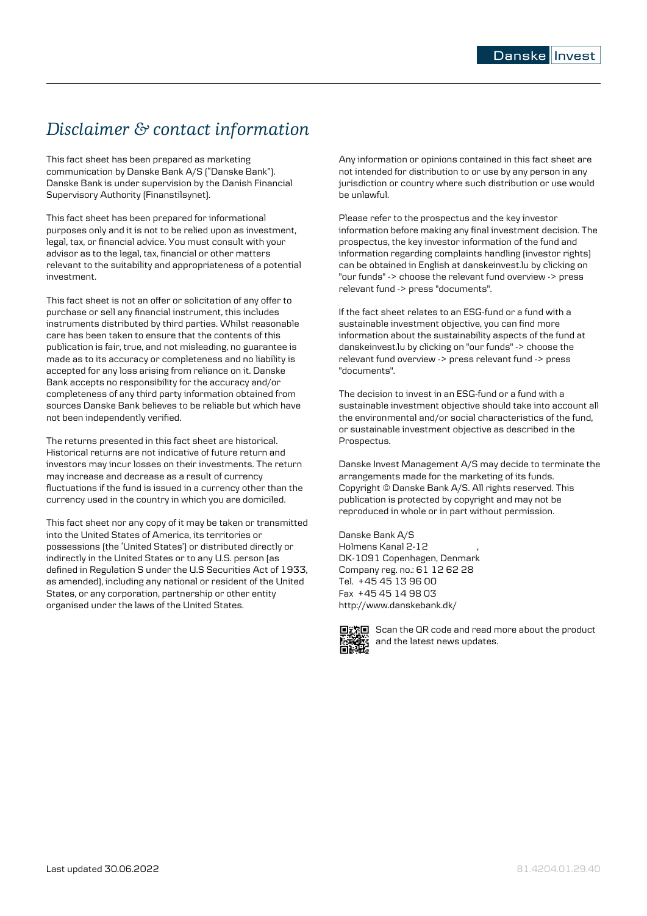# *Disclaimer & contact information*

This fact sheet has been prepared as marketing communication by Danske Bank A/S ("Danske Bank"). Danske Bank is under supervision by the Danish Financial Supervisory Authority (Finanstilsynet).

This fact sheet has been prepared for informational purposes only and it is not to be relied upon as investment, legal, tax, or financial advice. You must consult with your advisor as to the legal, tax, financial or other matters relevant to the suitability and appropriateness of a potential investment.

This fact sheet is not an offer or solicitation of any offer to purchase or sell any financial instrument, this includes instruments distributed by third parties. Whilst reasonable care has been taken to ensure that the contents of this publication is fair, true, and not misleading, no guarantee is made as to its accuracy or completeness and no liability is accepted for any loss arising from reliance on it. Danske Bank accepts no responsibility for the accuracy and/or completeness of any third party information obtained from sources Danske Bank believes to be reliable but which have not been independently verified.

The returns presented in this fact sheet are historical. Historical returns are not indicative of future return and investors may incur losses on their investments. The return may increase and decrease as a result of currency fluctuations if the fund is issued in a currency other than the currency used in the country in which you are domiciled.

This fact sheet nor any copy of it may be taken or transmitted into the United States of America, its territories or possessions (the 'United States') or distributed directly or indirectly in the United States or to any U.S. person (as defined in Regulation S under the U.S Securities Act of 1933, as amended), including any national or resident of the United States, or any corporation, partnership or other entity organised under the laws of the United States.

Any information or opinions contained in this fact sheet are not intended for distribution to or use by any person in any jurisdiction or country where such distribution or use would be unlawful.

Please refer to the prospectus and the key investor information before making any final investment decision. The prospectus, the key investor information of the fund and information regarding complaints handling (investor rights) can be obtained in English at danskeinvest.lu by clicking on "our funds" -> choose the relevant fund overview -> press relevant fund -> press "documents".

If the fact sheet relates to an ESG-fund or a fund with a sustainable investment objective, you can find more information about the sustainability aspects of the fund at danskeinvest.lu by clicking on "our funds" -> choose the relevant fund overview -> press relevant fund -> press "documents".

The decision to invest in an ESG-fund or a fund with a sustainable investment objective should take into account all the environmental and/or social characteristics of the fund, or sustainable investment objective as described in the Prospectus.

Danske Invest Management A/S may decide to terminate the arrangements made for the marketing of its funds. Copyright © Danske Bank A/S. All rights reserved. This publication is protected by copyright and may not be reproduced in whole or in part without permission.

Danske Bank A/S
Holmens Kanal 2-12
DK-1091 Copenhagen, Denmark
Company reg. no.: 61 12 62 28
Tel. +45 45 13 96 00
Fax +45 45 14 98 03
http://www.danskebank.dk/

Scan the QR code and read more about the product and the latest news updates.

Last updated 30.06.2022

81.4204.01.29.40